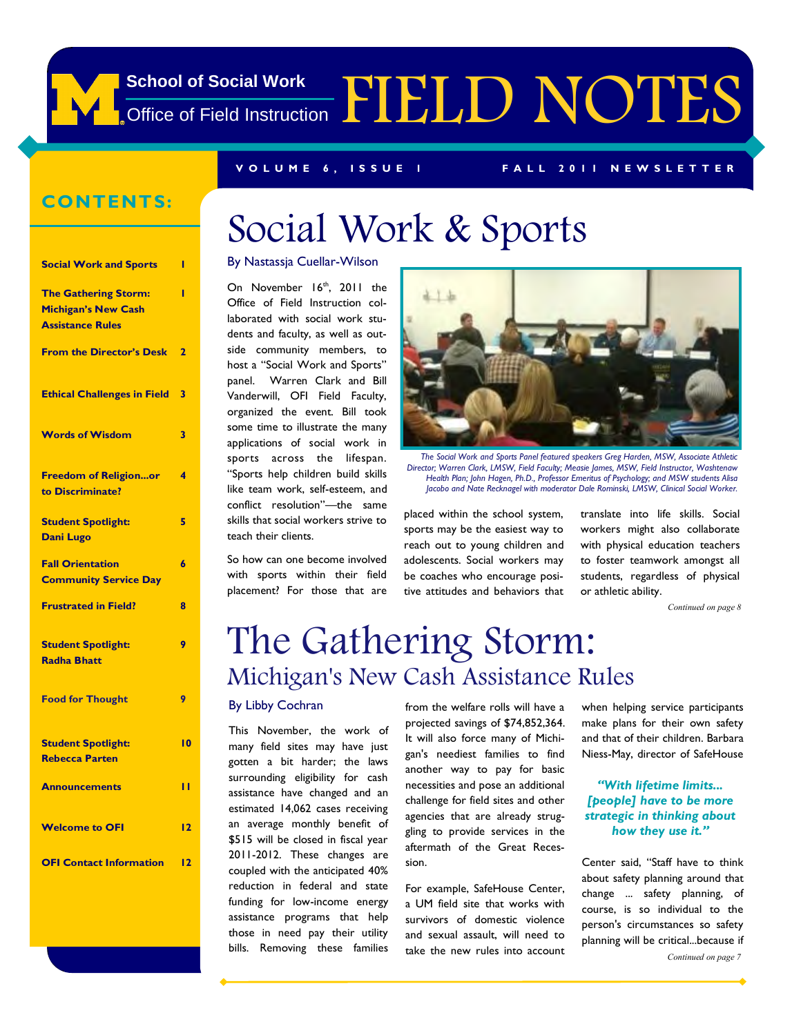# FIELD NOTES

School of Social Work
Office of Field Instruction

VOLUME 6, ISSUE 1 — FALL 2011 NEWSLETTER

## CONTENTS:

| | |
|---|---|
| Social Work and Sports | 1 |
| The Gathering Storm: Michigan's New Cash Assistance Rules | 1 |
| From the Director's Desk | 2 |
| Ethical Challenges in Field | 3 |
| Words of Wisdom | 3 |
| Freedom of Religion...or to Discriminate? | 4 |
| Student Spotlight: Dani Lugo | 5 |
| Fall Orientation Community Service Day | 6 |
| Frustrated in Field? | 8 |
| Student Spotlight: Radha Bhatt | 9 |
| Food for Thought | 9 |
| Student Spotlight: Rebecca Parten | 10 |
| Announcements | 11 |
| Welcome to OFI | 12 |
| OFI Contact Information | 12 |

# Social Work & Sports

By Nastassja Cuellar-Wilson

On November 16th, 2011 the Office of Field Instruction collaborated with social work students and faculty, as well as outside community members, to host a "Social Work and Sports" panel. Warren Clark and Bill Vanderwill, OFI Field Faculty, organized the event. Bill took some time to illustrate the many applications of social work in sports across the lifespan. "Sports help children build skills like team work, self-esteem, and conflict resolution"—the same skills that social workers strive to teach their clients.

*The Social Work and Sports Panel featured speakers Greg Harden, MSW, Associate Athletic Director; Warren Clark, LMSW, Field Faculty; Measie James, MSW, Field Instructor, Washtenaw Health Plan; John Hagen, Ph.D., Professor Emeritus of Psychology; and MSW students Alisa Jacobo and Nate Recknagel with moderator Dale Rominski, LMSW, Clinical Social Worker.*

So how can one become involved with sports within their field placement? For those that are placed within the school system, sports may be the easiest way to reach out to young children and adolescents. Social workers may be coaches who encourage positive attitudes and behaviors that translate into life skills. Social workers might also collaborate with physical education teachers to foster teamwork amongst all students, regardless of physical or athletic ability.

*Continued on page 8*

# The Gathering Storm:
## Michigan's New Cash Assistance Rules

By Libby Cochran

This November, the work of many field sites may have just gotten a bit harder; the laws surrounding eligibility for cash assistance have changed and an estimated 14,062 cases receiving an average monthly benefit of $515 will be closed in fiscal year 2011-2012. These changes are coupled with the anticipated 40% reduction in federal and state funding for low-income energy assistance programs that help those in need pay their utility bills. Removing these families from the welfare rolls will have a projected savings of $74,852,364. It will also force many of Michigan's neediest families to find another way to pay for basic necessities and pose an additional challenge for field sites and other agencies that are already struggling to provide services in the aftermath of the Great Recession.

For example, SafeHouse Center, a UM field site that works with survivors of domestic violence and sexual assault, will need to take the new rules into account when helping service participants make plans for their own safety and that of their children. Barbara Niess-May, director of SafeHouse Center said, "Staff have to think about safety planning around that change ... safety planning, of course, is so individual to the person's circumstances so safety planning will be critical...because if

> ***"With lifetime limits... [people] have to be more strategic in thinking about how they use it."***

*Continued on page 7*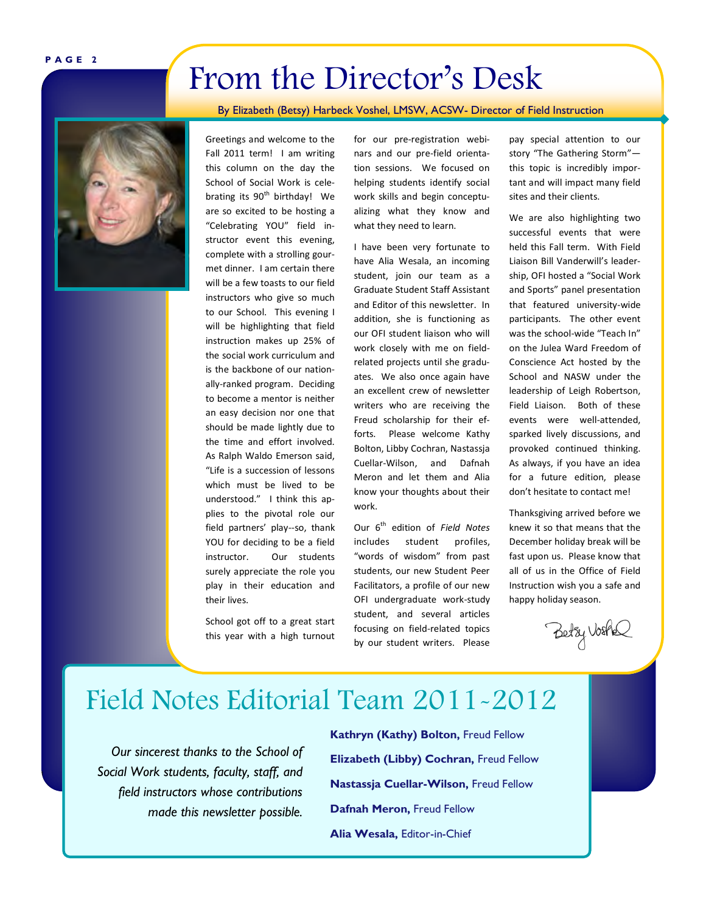# From the Director's Desk

By Elizabeth (Betsy) Harbeck Voshel, LMSW, ACSW- Director of Field Instruction

Greetings and welcome to the Fall 2011 term! I am writing this column on the day the School of Social Work is celebrating its 90th birthday! We are so excited to be hosting a "Celebrating YOU" field instructor event this evening, complete with a strolling gourmet dinner. I am certain there will be a few toasts to our field instructors who give so much to our School. This evening I will be highlighting that field instruction makes up 25% of the social work curriculum and is the backbone of our nationally-ranked program. Deciding to become a mentor is neither an easy decision nor one that should be made lightly due to the time and effort involved. As Ralph Waldo Emerson said, "Life is a succession of lessons which must be lived to be understood." I think this applies to the pivotal role our field partners' play--so, thank YOU for deciding to be a field instructor. Our students surely appreciate the role you play in their education and their lives.

School got off to a great start this year with a high turnout for our pre-registration webinars and our pre-field orientation sessions. We focused on helping students identify social work skills and begin conceptualizing what they know and what they need to learn.

I have been very fortunate to have Alia Wesala, an incoming student, join our team as a Graduate Student Staff Assistant and Editor of this newsletter. In addition, she is functioning as our OFI student liaison who will work closely with me on field-related projects until she graduates. We also once again have an excellent crew of newsletter writers who are receiving the Freud scholarship for their efforts. Please welcome Kathy Bolton, Libby Cochran, Nastassja Cuellar-Wilson, and Dafnah Meron and let them and Alia know your thoughts about their work.

Our 6th edition of *Field Notes* includes student profiles, "words of wisdom" from past students, our new Student Peer Facilitators, a profile of our new OFI undergraduate work-study student, and several articles focusing on field-related topics by our student writers. Please pay special attention to our story "The Gathering Storm"—this topic is incredibly important and will impact many field sites and their clients.

We are also highlighting two successful events that were held this Fall term. With Field Liaison Bill Vanderwill's leadership, OFI hosted a "Social Work and Sports" panel presentation that featured university-wide participants. The other event was the school-wide "Teach In" on the Julea Ward Freedom of Conscience Act hosted by the School and NASW under the leadership of Leigh Robertson, Field Liaison. Both of these events were well-attended, sparked lively discussions, and provoked continued thinking. As always, if you have an idea for a future edition, please don't hesitate to contact me!

Thanksgiving arrived before we knew it so that means that the December holiday break will be fast upon us. Please know that all of us in the Office of Field Instruction wish you a safe and happy holiday season.

Betsy Voshel

# Field Notes Editorial Team 2011-2012

*Our sincerest thanks to the School of Social Work students, faculty, staff, and field instructors whose contributions made this newsletter possible.*

**Kathryn (Kathy) Bolton,** Freud Fellow

**Elizabeth (Libby) Cochran,** Freud Fellow

**Nastassja Cuellar-Wilson,** Freud Fellow

**Dafnah Meron,** Freud Fellow

**Alia Wesala,** Editor-in-Chief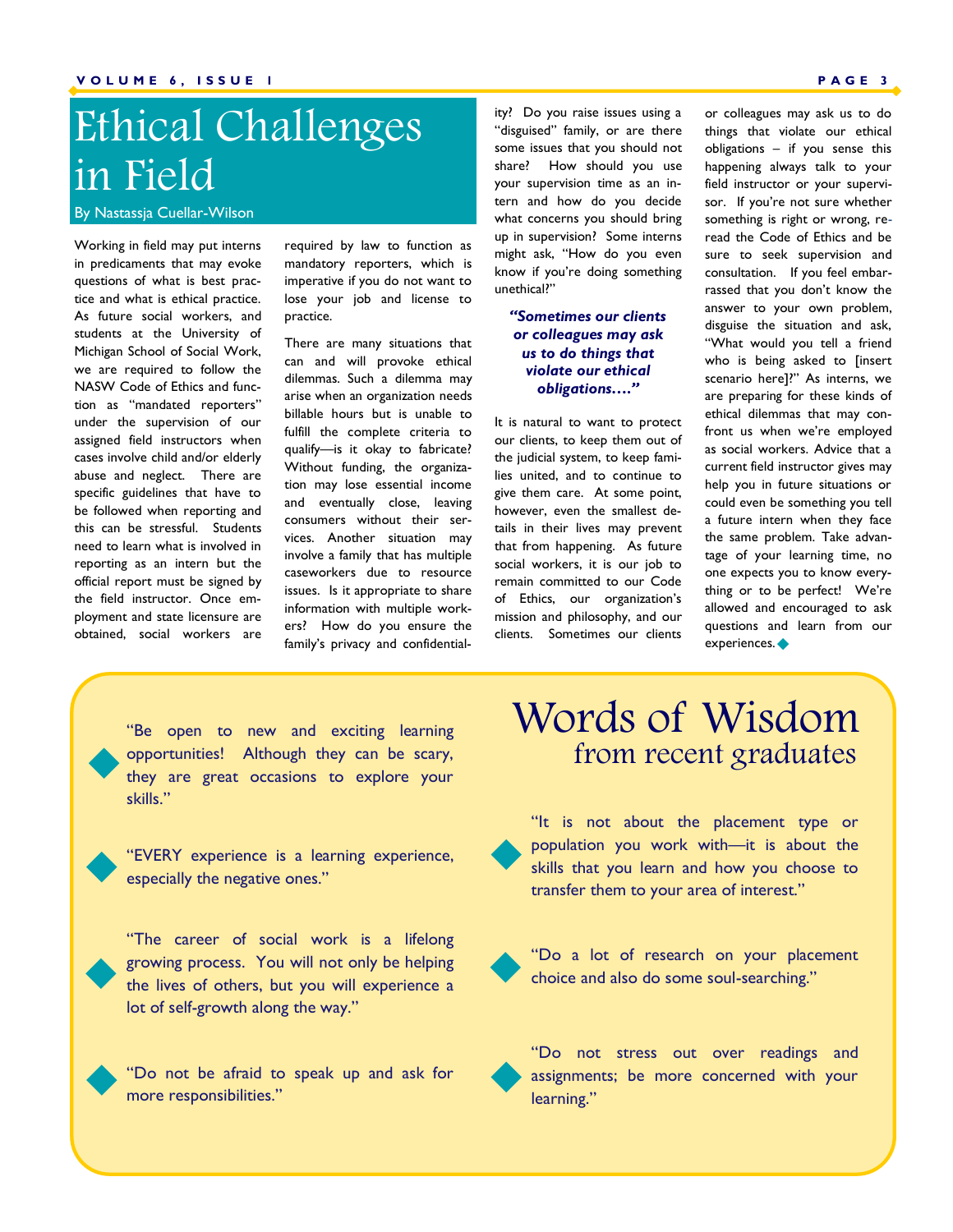# Ethical Challenges in Field

By Nastassja Cuellar-Wilson

Working in field may put interns in predicaments that may evoke questions of what is best practice and what is ethical practice. As future social workers, and students at the University of Michigan School of Social Work, we are required to follow the NASW Code of Ethics and function as "mandated reporters" under the supervision of our assigned field instructors when cases involve child and/or elderly abuse and neglect. There are specific guidelines that have to be followed when reporting and this can be stressful. Students need to learn what is involved in reporting as an intern but the official report must be signed by the field instructor. Once employment and state licensure are obtained, social workers are required by law to function as mandatory reporters, which is imperative if you do not want to lose your job and license to practice.

There are many situations that can and will provoke ethical dilemmas. Such a dilemma may arise when an organization needs billable hours but is unable to fulfill the complete criteria to qualify—is it okay to fabricate? Without funding, the organization may lose essential income and eventually close, leaving consumers without their services. Another situation may involve a family that has multiple caseworkers due to resource issues. Is it appropriate to share information with multiple workers? How do you ensure the family's privacy and confidentiality? Do you raise issues using a "disguised" family, or are there some issues that you should not share? How should you use your supervision time as an intern and how do you decide what concerns you should bring up in supervision? Some interns might ask, "How do you even know if you're doing something unethical?"

***"Sometimes our clients or colleagues may ask us to do things that violate our ethical obligations…."***

It is natural to want to protect our clients, to keep them out of the judicial system, to keep families united, and to continue to give them care. At some point, however, even the smallest details in their lives may prevent that from happening. As future social workers, it is our job to remain committed to our Code of Ethics, our organization's mission and philosophy, and our clients. Sometimes our clients or colleagues may ask us to do things that violate our ethical obligations – if you sense this happening always talk to your field instructor or your supervisor. If you're not sure whether something is right or wrong, reread the Code of Ethics and be sure to seek supervision and consultation. If you feel embarrassed that you don't know the answer to your own problem, disguise the situation and ask, "What would you tell a friend who is being asked to [insert scenario here]?" As interns, we are preparing for these kinds of ethical dilemmas that may confront us when we're employed as social workers. Advice that a current field instructor gives may help you in future situations or could even be something you tell a future intern when they face the same problem. Take advantage of your learning time, no one expects you to know everything or to be perfect! We're allowed and encouraged to ask questions and learn from our experiences. ◆

# Words of Wisdom
## from recent graduates

- "Be open to new and exciting learning opportunities! Although they can be scary, they are great occasions to explore your skills."
- "EVERY experience is a learning experience, especially the negative ones."
- "The career of social work is a lifelong growing process. You will not only be helping the lives of others, but you will experience a lot of self-growth along the way."
- "Do not be afraid to speak up and ask for more responsibilities."
- "It is not about the placement type or population you work with—it is about the skills that you learn and how you choose to transfer them to your area of interest."
- "Do a lot of research on your placement choice and also do some soul-searching."
- "Do not stress out over readings and assignments; be more concerned with your learning."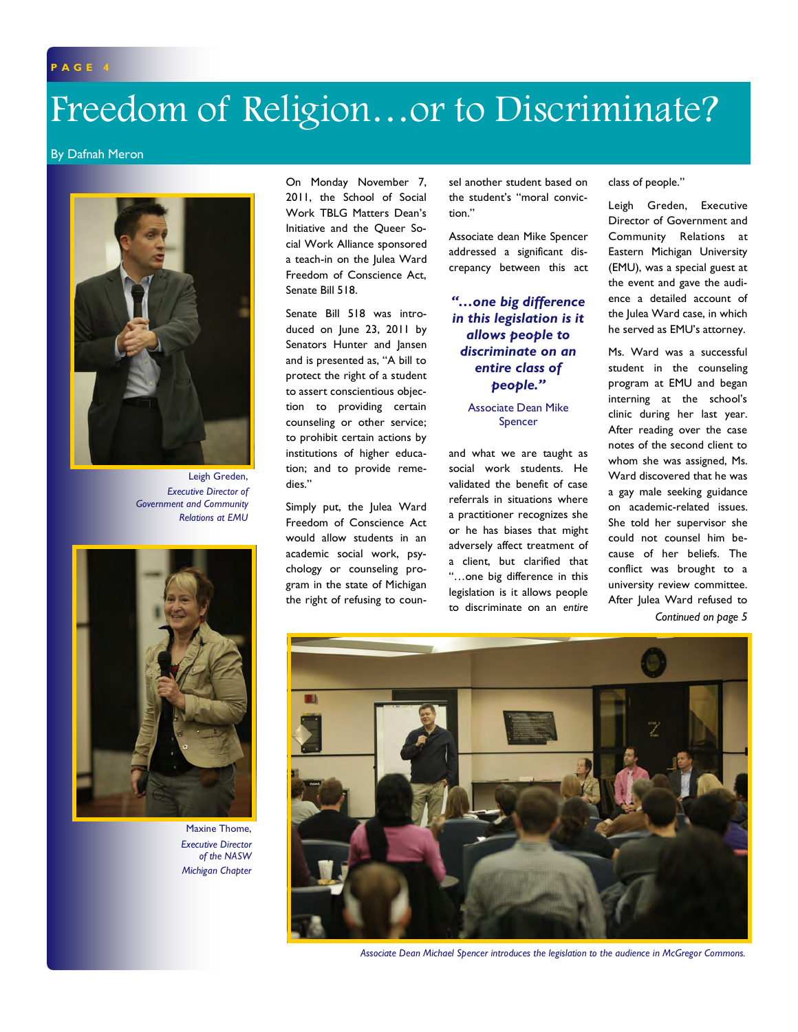# Freedom of Religion…or to Discriminate?

By Dafnah Meron

Leigh Greden, *Executive Director of Government and Community Relations at EMU*

Maxine Thome, *Executive Director of the NASW Michigan Chapter*

On Monday November 7, 2011, the School of Social Work TBLG Matters Dean's Initiative and the Queer Social Work Alliance sponsored a teach-in on the Julea Ward Freedom of Conscience Act, Senate Bill 518.

Senate Bill 518 was introduced on June 23, 2011 by Senators Hunter and Jansen and is presented as, "A bill to protect the right of a student to assert conscientious objection to providing certain counseling or other service; to prohibit certain actions by institutions of higher education; and to provide remedies."

Simply put, the Julea Ward Freedom of Conscience Act would allow students in an academic social work, psychology or counseling program in the state of Michigan the right of refusing to counsel another student based on the student's "moral conviction."

Associate dean Mike Spencer addressed a significant discrepancy between this act and what we are taught as social work students. He validated the benefit of case referrals in situations where a practitioner recognizes she or he has biases that might adversely affect treatment of a client, but clarified that "…one big difference in this legislation is it allows people to discriminate on an *entire* class of people."

> ***"…one big difference in this legislation is it allows people to discriminate on an entire class of people."***
>
> Associate Dean Mike Spencer

Leigh Greden, Executive Director of Government and Community Relations at Eastern Michigan University (EMU), was a special guest at the event and gave the audience a detailed account of the Julea Ward case, in which he served as EMU's attorney.

Ms. Ward was a successful student in the counseling program at EMU and began interning at the school's clinic during her last year. After reading over the case notes of the second client to whom she was assigned, Ms. Ward discovered that he was a gay male seeking guidance on academic-related issues. She told her supervisor she could not counsel him because of her beliefs. The conflict was brought to a university review committee. After Julea Ward refused to

*Continued on page 5*

*Associate Dean Michael Spencer introduces the legislation to the audience in McGregor Commons.*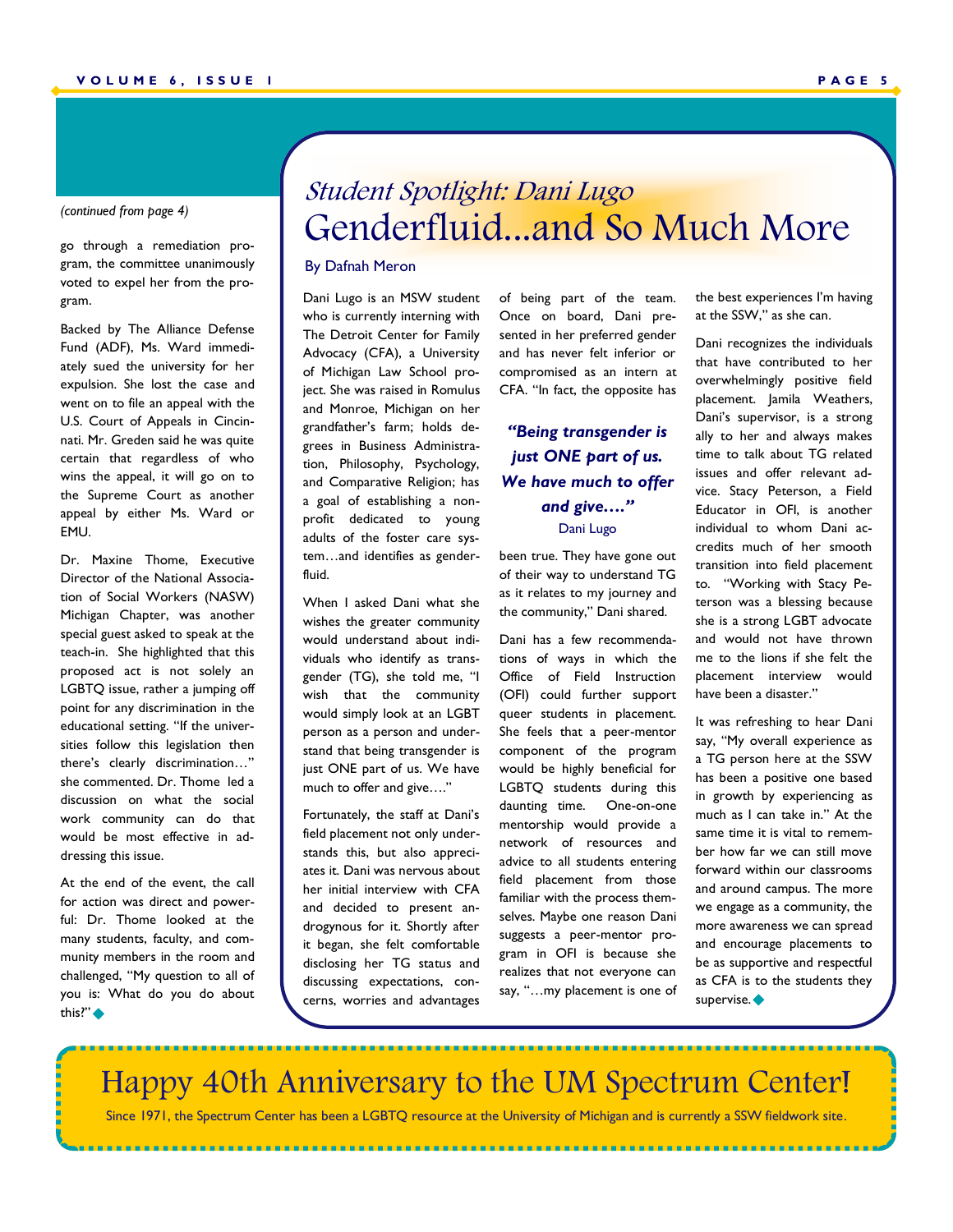*(continued from page 4)*

go through a remediation program, the committee unanimously voted to expel her from the program.

Backed by The Alliance Defense Fund (ADF), Ms. Ward immediately sued the university for her expulsion. She lost the case and went on to file an appeal with the U.S. Court of Appeals in Cincinnati. Mr. Greden said he was quite certain that regardless of who wins the appeal, it will go on to the Supreme Court as another appeal by either Ms. Ward or EMU.

Dr. Maxine Thome, Executive Director of the National Association of Social Workers (NASW) Michigan Chapter, was another special guest asked to speak at the teach-in. She highlighted that this proposed act is not solely an LGBTQ issue, rather a jumping off point for any discrimination in the educational setting. "If the universities follow this legislation then there's clearly discrimination…" she commented. Dr. Thome led a discussion on what the social work community can do that would be most effective in addressing this issue.

At the end of the event, the call for action was direct and powerful: Dr. Thome looked at the many students, faculty, and community members in the room and challenged, "My question to all of you is: What do you do about this?" ◆

## *Student Spotlight: Dani Lugo*

# Genderfluid...and So Much More

By Dafnah Meron

Dani Lugo is an MSW student who is currently interning with The Detroit Center for Family Advocacy (CFA), a University of Michigan Law School project. She was raised in Romulus and Monroe, Michigan on her grandfather's farm; holds degrees in Business Administration, Philosophy, Psychology, and Comparative Religion; has a goal of establishing a non-profit dedicated to young adults of the foster care system…and identifies as genderfluid.

When I asked Dani what she wishes the greater community would understand about individuals who identify as transgender (TG), she told me, "I wish that the community would simply look at an LGBT person as a person and understand that being transgender is just ONE part of us. We have much to offer and give…."

Fortunately, the staff at Dani's field placement not only understands this, but also appreciates it. Dani was nervous about her initial interview with CFA and decided to present androgynous for it. Shortly after it began, she felt comfortable disclosing her TG status and discussing expectations, concerns, worries and advantages of being part of the team. Once on board, Dani presented in her preferred gender and has never felt inferior or compromised as an intern at CFA. "In fact, the opposite has been true. They have gone out of their way to understand TG as it relates to my journey and the community," Dani shared.

> ***"Being transgender is just ONE part of us. We have much to offer and give…."***
> Dani Lugo

Dani has a few recommendations of ways in which the Office of Field Instruction (OFI) could further support queer students in placement. She feels that a peer-mentor component of the program would be highly beneficial for LGBTQ students during this daunting time. One-on-one mentorship would provide a network of resources and advice to all students entering field placement from those familiar with the process themselves. Maybe one reason Dani suggests a peer-mentor program in OFI is because she realizes that not everyone can say, "…my placement is one of the best experiences I'm having at the SSW," as she can.

Dani recognizes the individuals that have contributed to her overwhelmingly positive field placement. Jamila Weathers, Dani's supervisor, is a strong ally to her and always makes time to talk about TG related issues and offer relevant advice. Stacy Peterson, a Field Educator in OFI, is another individual to whom Dani accredits much of her smooth transition into field placement to. "Working with Stacy Peterson was a blessing because she is a strong LGBT advocate and would not have thrown me to the lions if she felt the placement interview would have been a disaster."

It was refreshing to hear Dani say, "My overall experience as a TG person here at the SSW has been a positive one based in growth by experiencing as much as I can take in." At the same time it is vital to remember how far we can still move forward within our classrooms and around campus. The more we engage as a community, the more awareness we can spread and encourage placements to be as supportive and respectful as CFA is to the students they supervise. ◆

# Happy 40th Anniversary to the UM Spectrum Center!

Since 1971, the Spectrum Center has been a LGBTQ resource at the University of Michigan and is currently a SSW fieldwork site.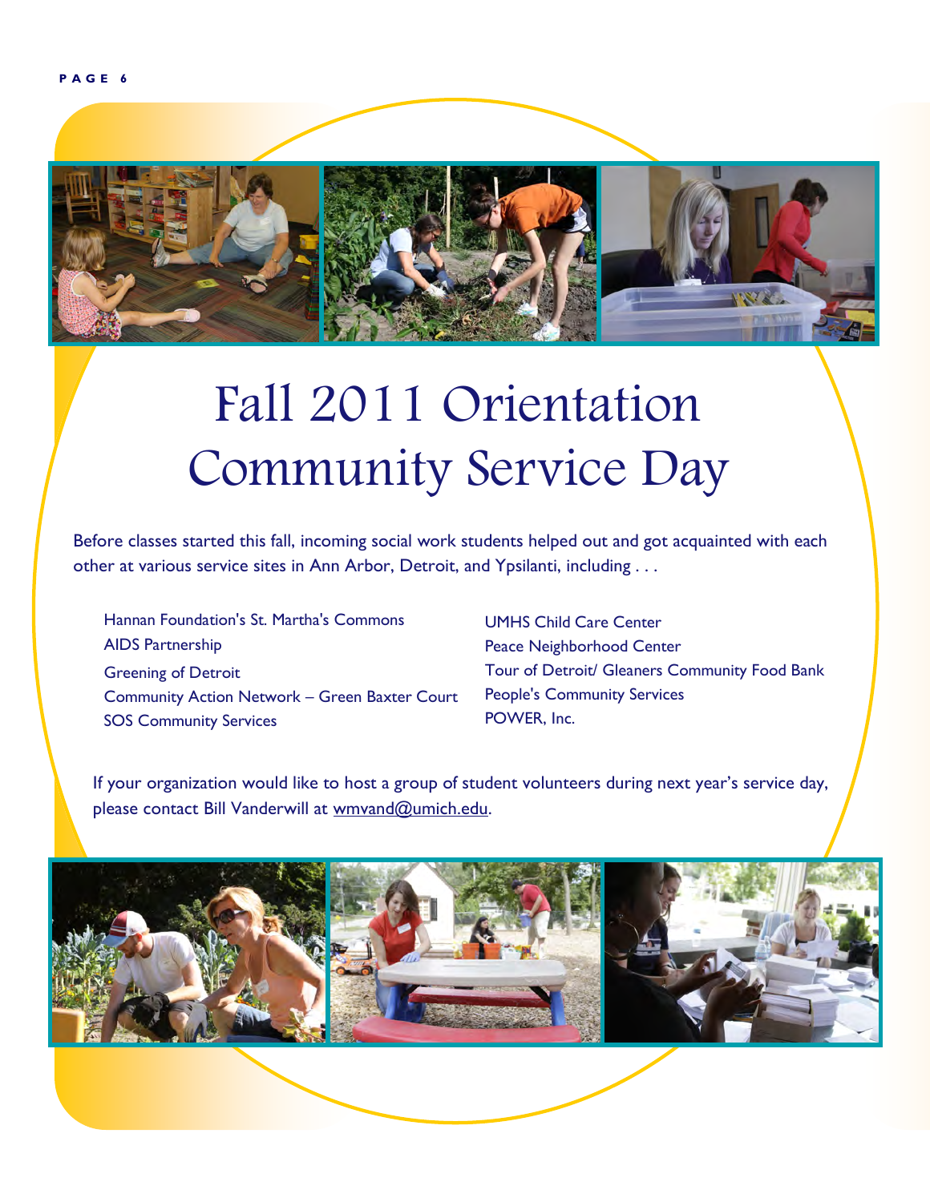# Fall 2011 Orientation Community Service Day

Before classes started this fall, incoming social work students helped out and got acquainted with each other at various service sites in Ann Arbor, Detroit, and Ypsilanti, including . . .

- Hannan Foundation's St. Martha's Commons
- AIDS Partnership
- Greening of Detroit
- Community Action Network – Green Baxter Court
- SOS Community Services
- UMHS Child Care Center
- Peace Neighborhood Center
- Tour of Detroit/ Gleaners Community Food Bank
- People's Community Services
- POWER, Inc.

If your organization would like to host a group of student volunteers during next year's service day, please contact Bill Vanderwill at wmvand@umich.edu.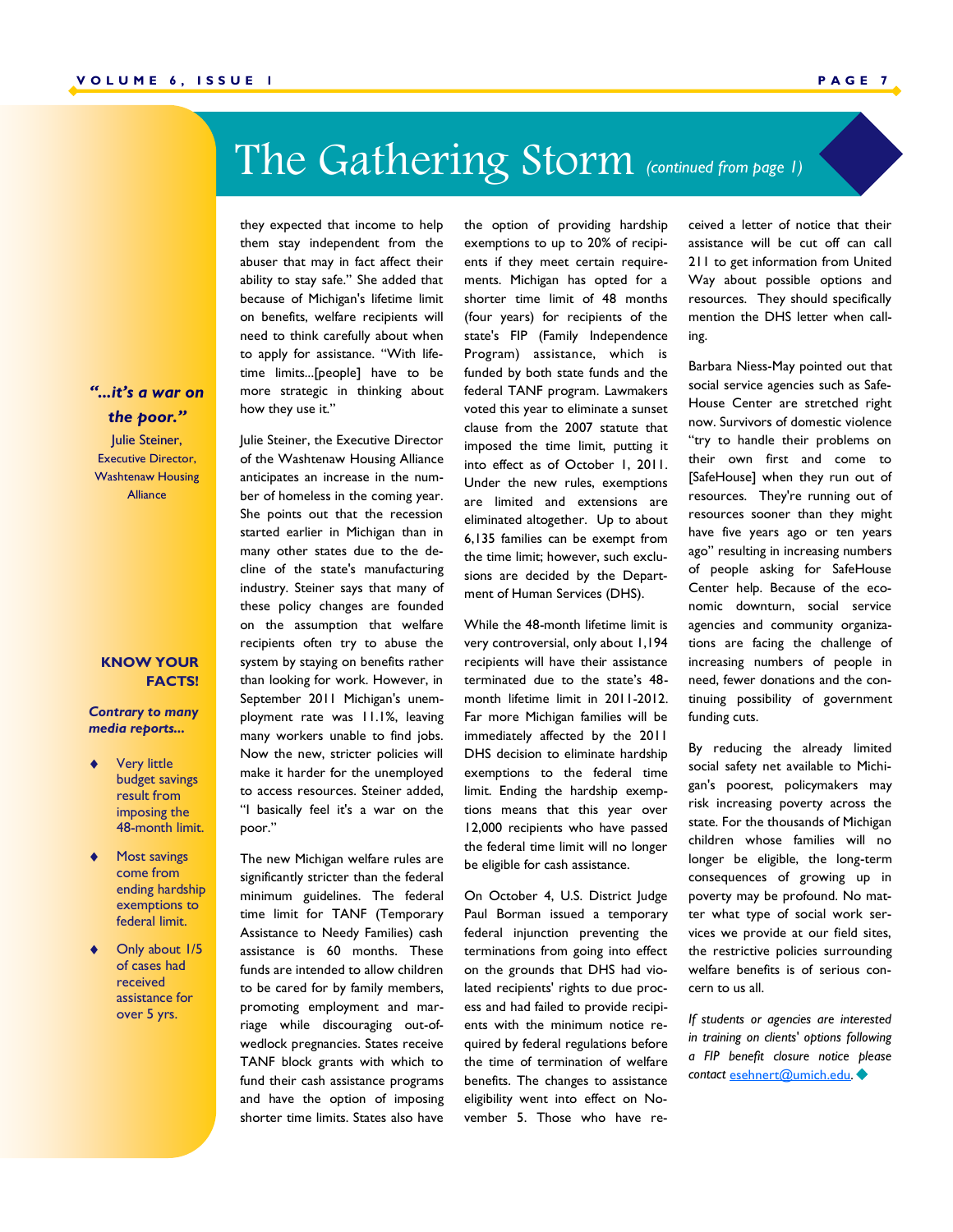# The Gathering Storm *(continued from page 1)*

they expected that income to help them stay independent from the abuser that may in fact affect their ability to stay safe." She added that because of Michigan's lifetime limit on benefits, welfare recipients will need to think carefully about when to apply for assistance. "With lifetime limits...[people] have to be more strategic in thinking about how they use it."

Julie Steiner, the Executive Director of the Washtenaw Housing Alliance anticipates an increase in the number of homeless in the coming year. She points out that the recession started earlier in Michigan than in many other states due to the decline of the state's manufacturing industry. Steiner says that many of these policy changes are founded on the assumption that welfare recipients often try to abuse the system by staying on benefits rather than looking for work. However, in September 2011 Michigan's unemployment rate was 11.1%, leaving many workers unable to find jobs. Now the new, stricter policies will make it harder for the unemployed to access resources. Steiner added, "I basically feel it's a war on the poor."

The new Michigan welfare rules are significantly stricter than the federal minimum guidelines. The federal time limit for TANF (Temporary Assistance to Needy Families) cash assistance is 60 months. These funds are intended to allow children to be cared for by family members, promoting employment and marriage while discouraging out-of-wedlock pregnancies. States receive TANF block grants with which to fund their cash assistance programs and have the option of imposing shorter time limits. States also have the option of providing hardship exemptions to up to 20% of recipients if they meet certain requirements. Michigan has opted for a shorter time limit of 48 months (four years) for recipients of the state's FIP (Family Independence Program) assistance, which is funded by both state funds and the federal TANF program. Lawmakers voted this year to eliminate a sunset clause from the 2007 statute that imposed the time limit, putting it into effect as of October 1, 2011. Under the new rules, exemptions are limited and extensions are eliminated altogether. Up to about 6,135 families can be exempt from the time limit; however, such exclusions are decided by the Department of Human Services (DHS).

While the 48-month lifetime limit is very controversial, only about 1,194 recipients will have their assistance terminated due to the state's 48-month lifetime limit in 2011-2012. Far more Michigan families will be immediately affected by the 2011 DHS decision to eliminate hardship exemptions to the federal time limit. Ending the hardship exemptions means that this year over 12,000 recipients who have passed the federal time limit will no longer be eligible for cash assistance.

On October 4, U.S. District Judge Paul Borman issued a temporary federal injunction preventing the terminations from going into effect on the grounds that DHS had violated recipients' rights to due process and had failed to provide recipients with the minimum notice required by federal regulations before the time of termination of welfare benefits. The changes to assistance eligibility went into effect on November 5. Those who have received a letter of notice that their assistance will be cut off can call 211 to get information from United Way about possible options and resources. They should specifically mention the DHS letter when calling.

Barbara Niess-May pointed out that social service agencies such as SafeHouse Center are stretched right now. Survivors of domestic violence "try to handle their problems on their own first and come to [SafeHouse] when they run out of resources. They're running out of resources sooner than they might have five years ago or ten years ago" resulting in increasing numbers of people asking for SafeHouse Center help. Because of the economic downturn, social service agencies and community organizations are facing the challenge of increasing numbers of people in need, fewer donations and the continuing possibility of government funding cuts.

By reducing the already limited social safety net available to Michigan's poorest, policymakers may risk increasing poverty across the state. For the thousands of Michigan children whose families will no longer be eligible, the long-term consequences of growing up in poverty may be profound. No matter what type of social work services we provide at our field sites, the restrictive policies surrounding welfare benefits is of serious concern to us all.

*If students or agencies are interested in training on clients' options following a FIP benefit closure notice please contact esehnert@umich.edu.* ◆

***"...it's a war on the poor."***

Julie Steiner, Executive Director, Washtenaw Housing Alliance

**KNOW YOUR FACTS!**

***Contrary to many media reports...***

- Very little budget savings result from imposing the 48-month limit.
- Most savings come from ending hardship exemptions to federal limit.
- Only about 1/5 of cases had received assistance for over 5 yrs.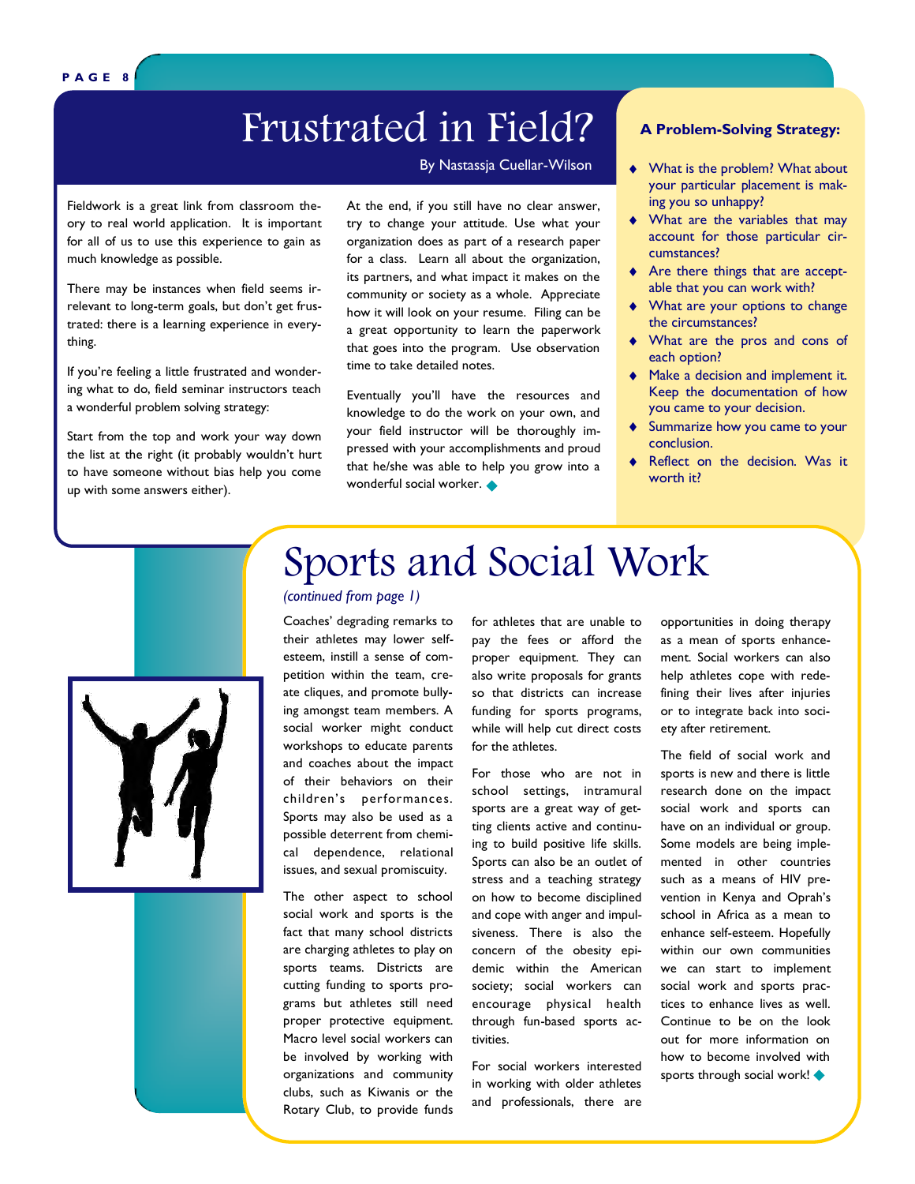# Frustrated in Field?

By Nastassja Cuellar-Wilson

Fieldwork is a great link from classroom theory to real world application. It is important for all of us to use this experience to gain as much knowledge as possible.

There may be instances when field seems irrelevant to long-term goals, but don't get frustrated: there is a learning experience in everything.

If you're feeling a little frustrated and wondering what to do, field seminar instructors teach a wonderful problem solving strategy:

Start from the top and work your way down the list at the right (it probably wouldn't hurt to have someone without bias help you come up with some answers either).

At the end, if you still have no clear answer, try to change your attitude. Use what your organization does as part of a research paper for a class. Learn all about the organization, its partners, and what impact it makes on the community or society as a whole. Appreciate how it will look on your resume. Filing can be a great opportunity to learn the paperwork that goes into the program. Use observation time to take detailed notes.

Eventually you'll have the resources and knowledge to do the work on your own, and your field instructor will be thoroughly impressed with your accomplishments and proud that he/she was able to help you grow into a wonderful social worker. ◆

### A Problem-Solving Strategy:

- What is the problem? What about your particular placement is making you so unhappy?
- What are the variables that may account for those particular circumstances?
- Are there things that are acceptable that you can work with?
- What are your options to change the circumstances?
- What are the pros and cons of each option?
- Make a decision and implement it. Keep the documentation of how you came to your decision.
- Summarize how you came to your conclusion.
- Reflect on the decision. Was it worth it?

# Sports and Social Work

*(continued from page 1)*

Coaches' degrading remarks to their athletes may lower self-esteem, instill a sense of competition within the team, create cliques, and promote bullying amongst team members. A social worker might conduct workshops to educate parents and coaches about the impact of their behaviors on their children's performances. Sports may also be used as a possible deterrent from chemical dependence, relational issues, and sexual promiscuity.

The other aspect to school social work and sports is the fact that many school districts are charging athletes to play on sports teams. Districts are cutting funding to sports programs but athletes still need proper protective equipment. Macro level social workers can be involved by working with organizations and community clubs, such as Kiwanis or the Rotary Club, to provide funds for athletes that are unable to pay the fees or afford the proper equipment. They can also write proposals for grants so that districts can increase funding for sports programs, while will help cut direct costs for the athletes.

For those who are not in school settings, intramural sports are a great way of getting clients active and continuing to build positive life skills. Sports can also be an outlet of stress and a teaching strategy on how to become disciplined and cope with anger and impulsiveness. There is also the concern of the obesity epidemic within the American society; social workers can encourage physical health through fun-based sports activities.

For social workers interested in working with older athletes and professionals, there are opportunities in doing therapy as a mean of sports enhancement. Social workers can also help athletes cope with redefining their lives after injuries or to integrate back into society after retirement.

The field of social work and sports is new and there is little research done on the impact social work and sports can have on an individual or group. Some models are being implemented in other countries such as a means of HIV prevention in Kenya and Oprah's school in Africa as a mean to enhance self-esteem. Hopefully within our own communities we can start to implement social work and sports practices to enhance lives as well. Continue to be on the look out for more information on how to become involved with sports through social work! ◆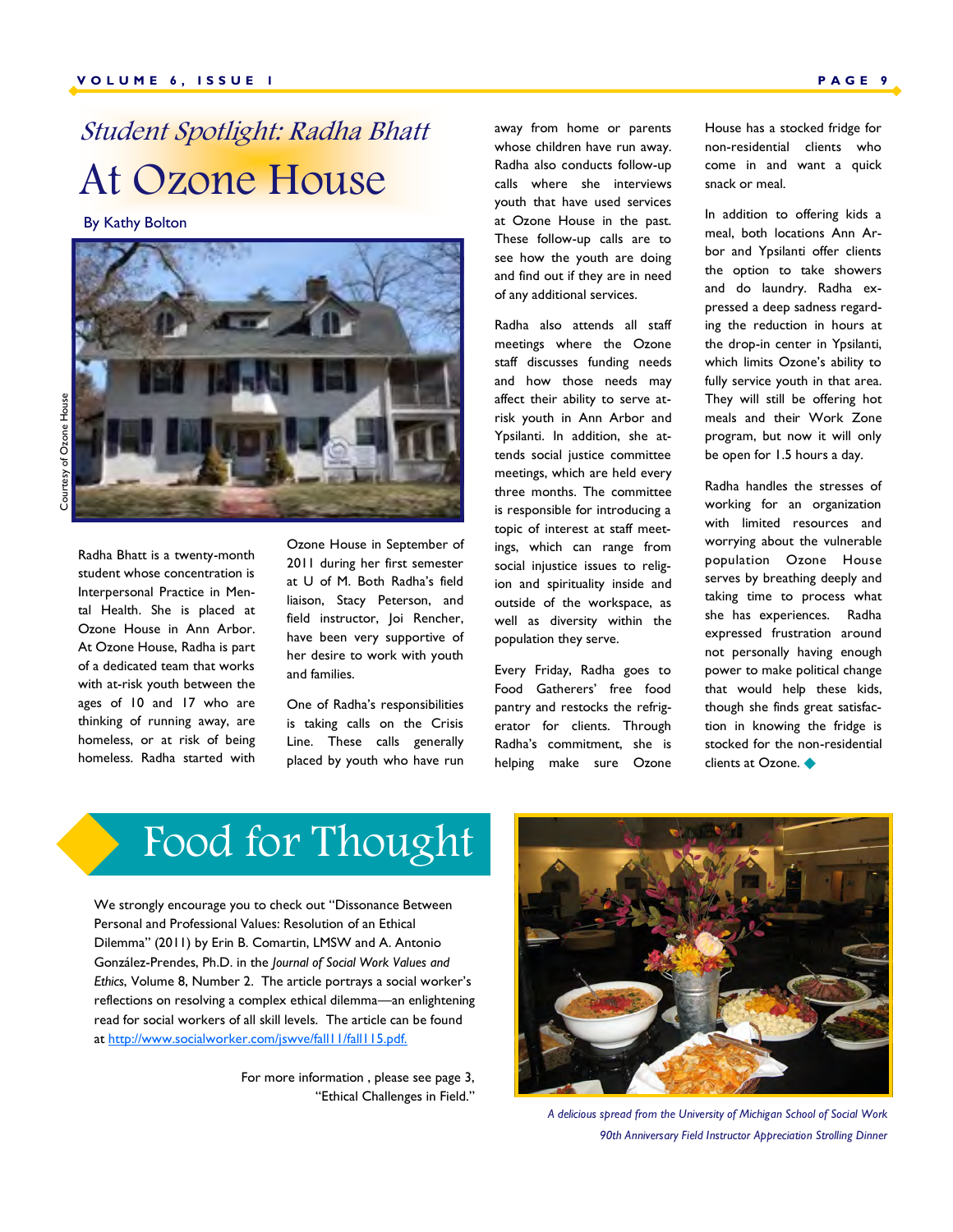## *Student Spotlight: Radha Bhatt*

# At Ozone House

By Kathy Bolton

Courtesy of Ozone House

Radha Bhatt is a twenty-month student whose concentration is Interpersonal Practice in Mental Health. She is placed at Ozone House in Ann Arbor. At Ozone House, Radha is part of a dedicated team that works with at-risk youth between the ages of 10 and 17 who are thinking of running away, are homeless, or at risk of being homeless. Radha started with Ozone House in September of 2011 during her first semester at U of M. Both Radha's field liaison, Stacy Peterson, and field instructor, Joi Rencher, have been very supportive of her desire to work with youth and families.

One of Radha's responsibilities is taking calls on the Crisis Line. These calls generally placed by youth who have run away from home or parents whose children have run away. Radha also conducts follow-up calls where she interviews youth that have used services at Ozone House in the past. These follow-up calls are to see how the youth are doing and find out if they are in need of any additional services.

Radha also attends all staff meetings where the Ozone staff discusses funding needs and how those needs may affect their ability to serve at-risk youth in Ann Arbor and Ypsilanti. In addition, she attends social justice committee meetings, which are held every three months. The committee is responsible for introducing a topic of interest at staff meetings, which can range from social injustice issues to religion and spirituality inside and outside of the workspace, as well as diversity within the population they serve.

Every Friday, Radha goes to Food Gatherers' free food pantry and restocks the refrigerator for clients. Through Radha's commitment, she is helping make sure Ozone House has a stocked fridge for non-residential clients who come in and want a quick snack or meal.

In addition to offering kids a meal, both locations Ann Arbor and Ypsilanti offer clients the option to take showers and do laundry. Radha expressed a deep sadness regarding the reduction in hours at the drop-in center in Ypsilanti, which limits Ozone's ability to fully service youth in that area. They will still be offering hot meals and their Work Zone program, but now it will only be open for 1.5 hours a day.

Radha handles the stresses of working for an organization with limited resources and worrying about the vulnerable population Ozone House serves by breathing deeply and taking time to process what she has experiences. Radha expressed frustration around not personally having enough power to make political change that would help these kids, though she finds great satisfaction in knowing the fridge is stocked for the non-residential clients at Ozone. ◆

# Food for Thought

We strongly encourage you to check out "Dissonance Between Personal and Professional Values: Resolution of an Ethical Dilemma" (2011) by Erin B. Comartin, LMSW and A. Antonio González-Prendes, Ph.D. in the *Journal of Social Work Values and Ethics*, Volume 8, Number 2. The article portrays a social worker's reflections on resolving a complex ethical dilemma—an enlightening read for social workers of all skill levels. The article can be found at http://www.socialworker.com/jswve/fall11/fall115.pdf.

For more information , please see page 3, "Ethical Challenges in Field."

*A delicious spread from the University of Michigan School of Social Work 90th Anniversary Field Instructor Appreciation Strolling Dinner*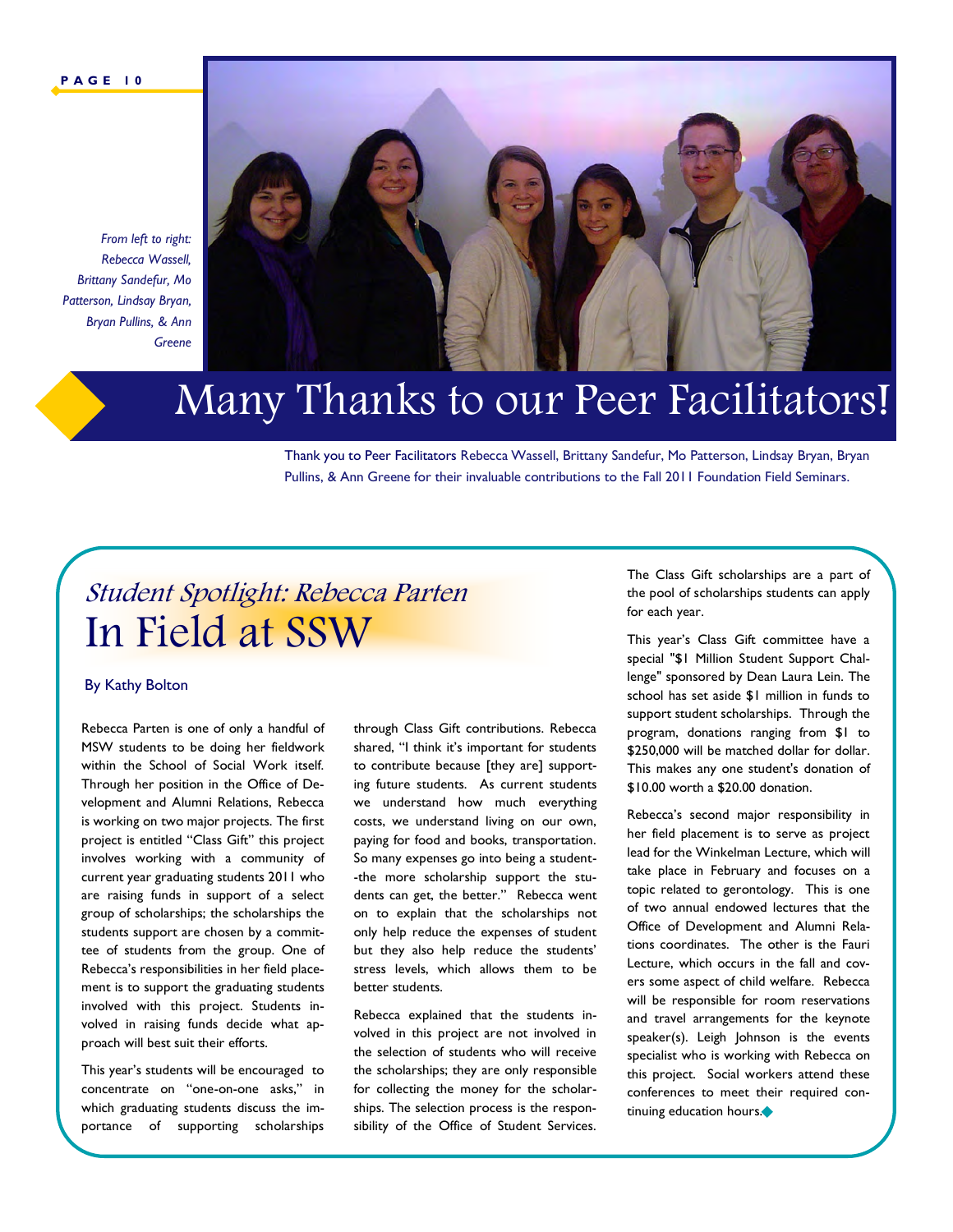*From left to right: Rebecca Wassell, Brittany Sandefur, Mo Patterson, Lindsay Bryan, Bryan Pullins, & Ann Greene*

# Many Thanks to our Peer Facilitators!

Thank you to Peer Facilitators Rebecca Wassell, Brittany Sandefur, Mo Patterson, Lindsay Bryan, Bryan Pullins, & Ann Greene for their invaluable contributions to the Fall 2011 Foundation Field Seminars.

## *Student Spotlight: Rebecca Parten*
# In Field at SSW

By Kathy Bolton

Rebecca Parten is one of only a handful of MSW students to be doing her fieldwork within the School of Social Work itself. Through her position in the Office of Development and Alumni Relations, Rebecca is working on two major projects. The first project is entitled "Class Gift" this project involves working with a community of current year graduating students 2011 who are raising funds in support of a select group of scholarships; the scholarships the students support are chosen by a committee of students from the group. One of Rebecca's responsibilities in her field placement is to support the graduating students involved with this project. Students involved in raising funds decide what approach will best suit their efforts.

This year's students will be encouraged to concentrate on "one-on-one asks," in which graduating students discuss the importance of supporting scholarships through Class Gift contributions. Rebecca shared, "I think it's important for students to contribute because [they are] supporting future students. As current students we understand how much everything costs, we understand living on our own, paying for food and books, transportation. So many expenses go into being a student--the more scholarship support the students can get, the better." Rebecca went on to explain that the scholarships not only help reduce the expenses of student but they also help reduce the students' stress levels, which allows them to be better students.

Rebecca explained that the students involved in this project are not involved in the selection of students who will receive the scholarships; they are only responsible for collecting the money for the scholarships. The selection process is the responsibility of the Office of Student Services.

The Class Gift scholarships are a part of the pool of scholarships students can apply for each year.

This year's Class Gift committee have a special "$1 Million Student Support Challenge" sponsored by Dean Laura Lein. The school has set aside $1 million in funds to support student scholarships. Through the program, donations ranging from $1 to $250,000 will be matched dollar for dollar. This makes any one student's donation of $10.00 worth a $20.00 donation.

Rebecca's second major responsibility in her field placement is to serve as project lead for the Winkelman Lecture, which will take place in February and focuses on a topic related to gerontology. This is one of two annual endowed lectures that the Office of Development and Alumni Relations coordinates. The other is the Fauri Lecture, which occurs in the fall and covers some aspect of child welfare. Rebecca will be responsible for room reservations and travel arrangements for the keynote speaker(s). Leigh Johnson is the events specialist who is working with Rebecca on this project. Social workers attend these conferences to meet their required continuing education hours.◆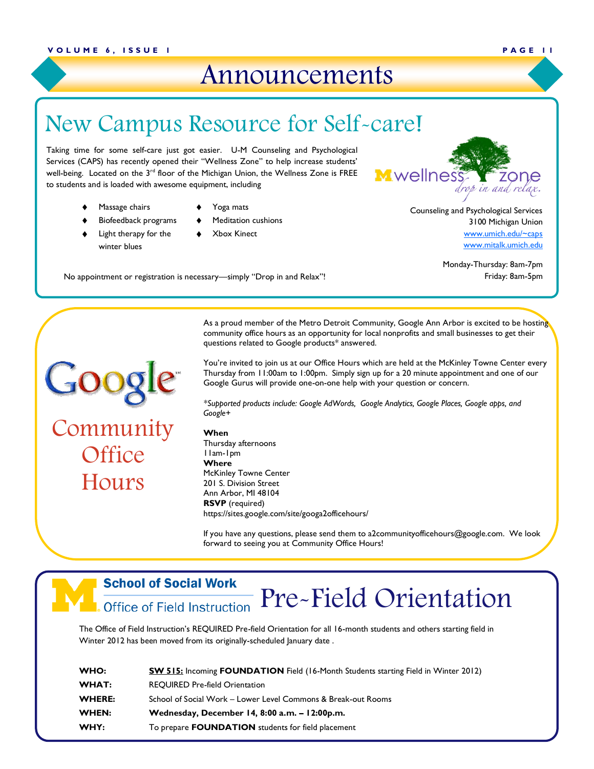# Announcements

## New Campus Resource for Self-care!

Taking time for some self-care just got easier. U-M Counseling and Psychological Services (CAPS) has recently opened their "Wellness Zone" to help increase students' well-being. Located on the 3rd floor of the Michigan Union, the Wellness Zone is FREE to students and is loaded with awesome equipment, including

- Massage chairs
- Biofeedback programs
- Light therapy for the winter blues
- Yoga mats
- Meditation cushions
- Xbox Kinect

No appointment or registration is necessary—simply "Drop in and Relax"!

M wellness zone — *drop in and relax.*

Counseling and Psychological Services
3100 Michigan Union
www.umich.edu/~caps
www.mitalk.umich.edu

Monday-Thursday: 8am-7pm
Friday: 8am-5pm

## Google Community Office Hours

As a proud member of the Metro Detroit Community, Google Ann Arbor is excited to be hosting community office hours as an opportunity for local nonprofits and small businesses to get their questions related to Google products* answered.

You're invited to join us at our Office Hours which are held at the McKinley Towne Center every Thursday from 11:00am to 1:00pm. Simply sign up for a 20 minute appointment and one of our Google Gurus will provide one-on-one help with your question or concern.

*\*Supported products include: Google AdWords, Google Analytics, Google Places, Google apps, and Google+*

**When**
Thursday afternoons
11am-1pm
**Where**
McKinley Towne Center
201 S. Division Street
Ann Arbor, MI 48104
**RSVP** (required)
https://sites.google.com/site/googa2officehours/

If you have any questions, please send them to a2communityofficehours@google.com. We look forward to seeing you at Community Office Hours!

## School of Social Work — Office of Field Instruction: Pre-Field Orientation

The Office of Field Instruction's REQUIRED Pre-field Orientation for all 16-month students and others starting field in Winter 2012 has been moved from its originally-scheduled January date .

| | |
|---|---|
| **WHO:** | **SW 515:** Incoming **FOUNDATION** Field (16-Month Students starting Field in Winter 2012) |
| **WHAT:** | REQUIRED Pre-field Orientation |
| **WHERE:** | School of Social Work – Lower Level Commons & Break-out Rooms |
| **WHEN:** | **Wednesday, December 14, 8:00 a.m. – 12:00p.m.** |
| **WHY:** | To prepare **FOUNDATION** students for field placement |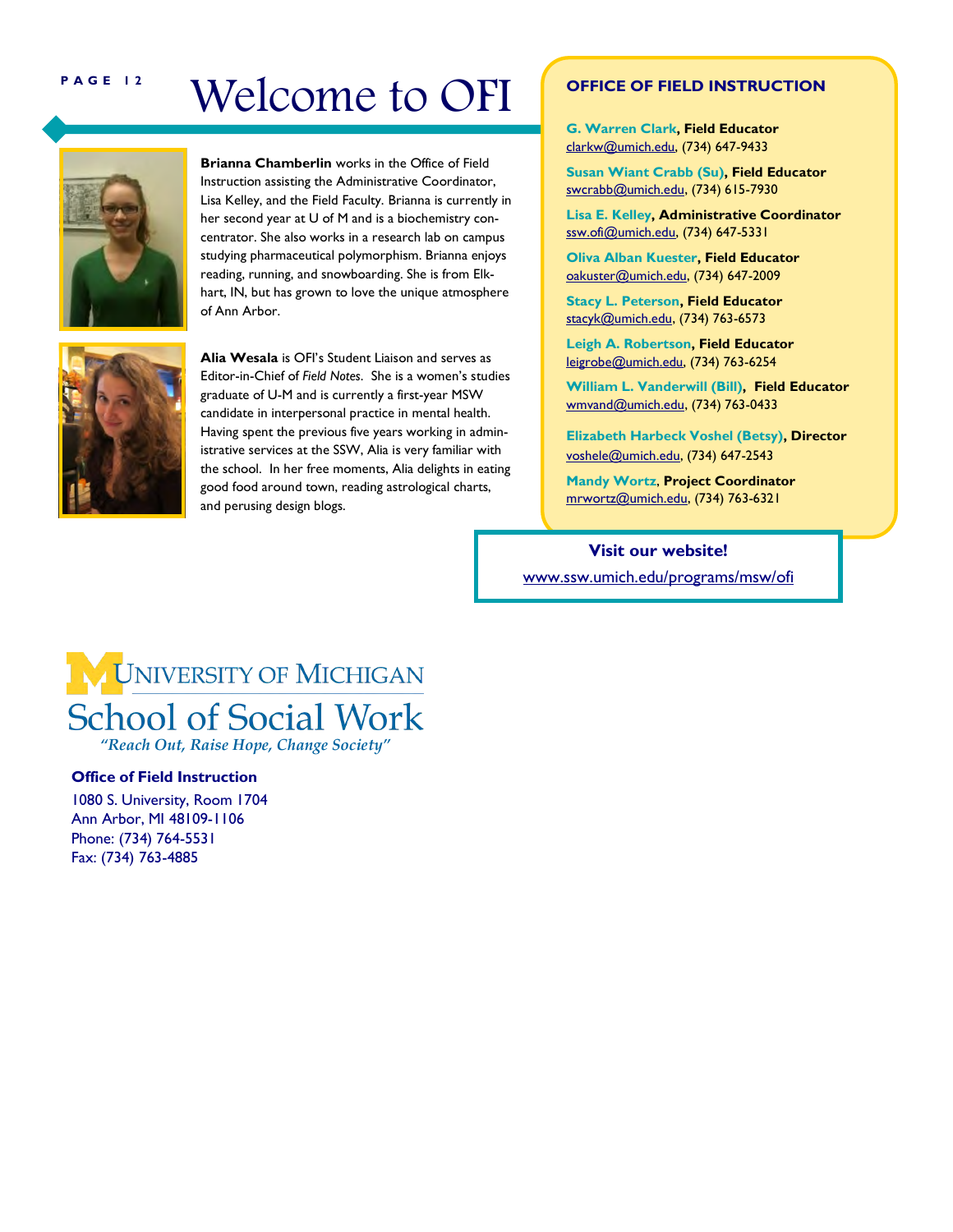# Welcome to OFI

**Brianna Chamberlin** works in the Office of Field Instruction assisting the Administrative Coordinator, Lisa Kelley, and the Field Faculty. Brianna is currently in her second year at U of M and is a biochemistry concentrator. She also works in a research lab on campus studying pharmaceutical polymorphism. Brianna enjoys reading, running, and snowboarding. She is from Elkhart, IN, but has grown to love the unique atmosphere of Ann Arbor.

**Alia Wesala** is OFI's Student Liaison and serves as Editor-in-Chief of *Field Notes*. She is a women's studies graduate of U-M and is currently a first-year MSW candidate in interpersonal practice in mental health. Having spent the previous five years working in administrative services at the SSW, Alia is very familiar with the school. In her free moments, Alia delights in eating good food around town, reading astrological charts, and perusing design blogs.

## OFFICE OF FIELD INSTRUCTION

**G. Warren Clark, Field Educator**
clarkw@umich.edu, (734) 647-9433

**Susan Wiant Crabb (Su), Field Educator**
swcrabb@umich.edu, (734) 615-7930

**Lisa E. Kelley, Administrative Coordinator**
ssw.ofi@umich.edu, (734) 647-5331

**Oliva Alban Kuester, Field Educator**
oakuster@umich.edu, (734) 647-2009

**Stacy L. Peterson, Field Educator**
stacyk@umich.edu, (734) 763-6573

**Leigh A. Robertson, Field Educator**
leigrobe@umich.edu, (734) 763-6254

**William L. Vanderwill (Bill), Field Educator**
wmvand@umich.edu, (734) 763-0433

**Elizabeth Harbeck Voshel (Betsy), Director**
voshele@umich.edu, (734) 647-2543

**Mandy Wortz, Project Coordinator**
mrwortz@umich.edu, (734) 763-6321

**Visit our website!**
www.ssw.umich.edu/programs/msw/ofi

University of Michigan
School of Social Work
*"Reach Out, Raise Hope, Change Society"*

**Office of Field Instruction**
1080 S. University, Room 1704
Ann Arbor, MI 48109-1106
Phone: (734) 764-5531
Fax: (734) 763-4885